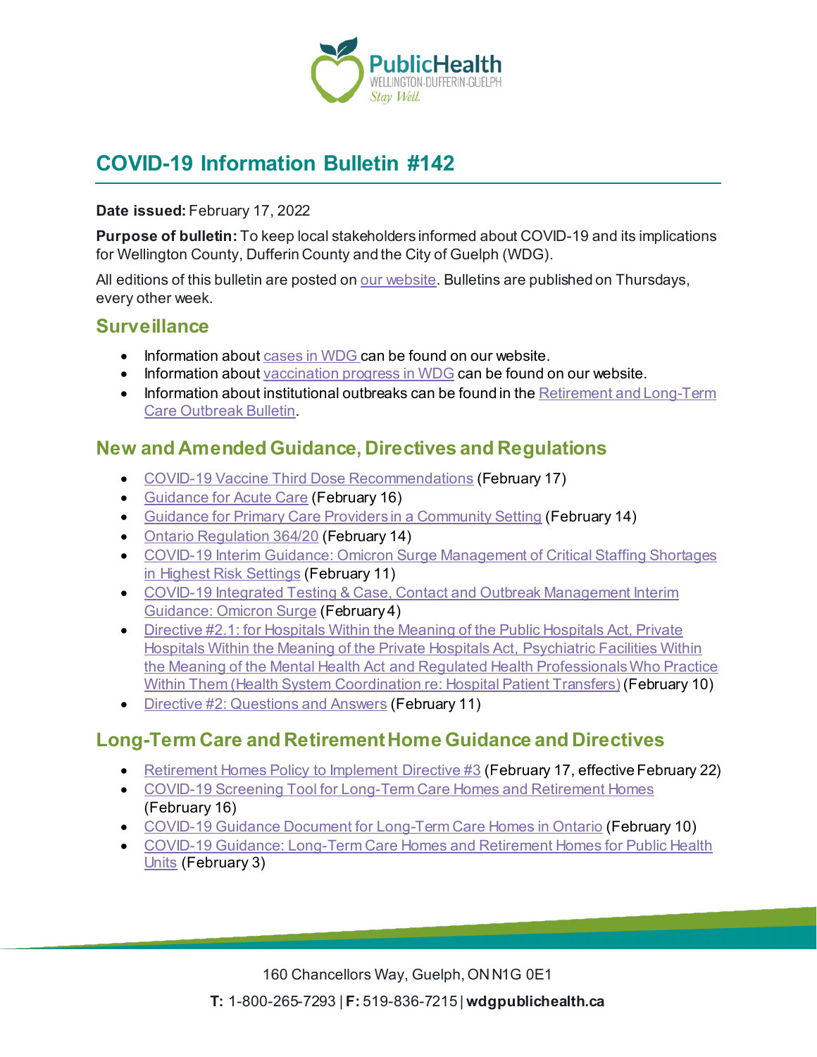# COVID-19 Information Bulletin #142

**Date issued:** February 17, 2022

**Purpose of bulletin:** To keep local stakeholders informed about COVID-19 and its implications for Wellington County, Dufferin County and the City of Guelph (WDG).

All editions of this bulletin are posted on our website. Bulletins are published on Thursdays, every other week.

## Surveillance

- Information about cases in WDG can be found on our website.
- Information about vaccination progress in WDG can be found on our website.
- Information about institutional outbreaks can be found in the Retirement and Long-Term Care Outbreak Bulletin.

## New and Amended Guidance, Directives and Regulations

- COVID-19 Vaccine Third Dose Recommendations (February 17)
- Guidance for Acute Care (February 16)
- Guidance for Primary Care Providers in a Community Setting (February 14)
- Ontario Regulation 364/20 (February 14)
- COVID-19 Interim Guidance: Omicron Surge Management of Critical Staffing Shortages in Highest Risk Settings (February 11)
- COVID-19 Integrated Testing & Case, Contact and Outbreak Management Interim Guidance: Omicron Surge (February 4)
- Directive #2.1: for Hospitals Within the Meaning of the Public Hospitals Act, Private Hospitals Within the Meaning of the Private Hospitals Act, Psychiatric Facilities Within the Meaning of the Mental Health Act and Regulated Health Professionals Who Practice Within Them (Health System Coordination re: Hospital Patient Transfers) (February 10)
- Directive #2: Questions and Answers (February 11)

## Long-Term Care and Retirement Home Guidance and Directives

- Retirement Homes Policy to Implement Directive #3 (February 17, effective February 22)
- COVID-19 Screening Tool for Long-Term Care Homes and Retirement Homes (February 16)
- COVID-19 Guidance Document for Long-Term Care Homes in Ontario (February 10)
- COVID-19 Guidance: Long-Term Care Homes and Retirement Homes for Public Health Units (February 3)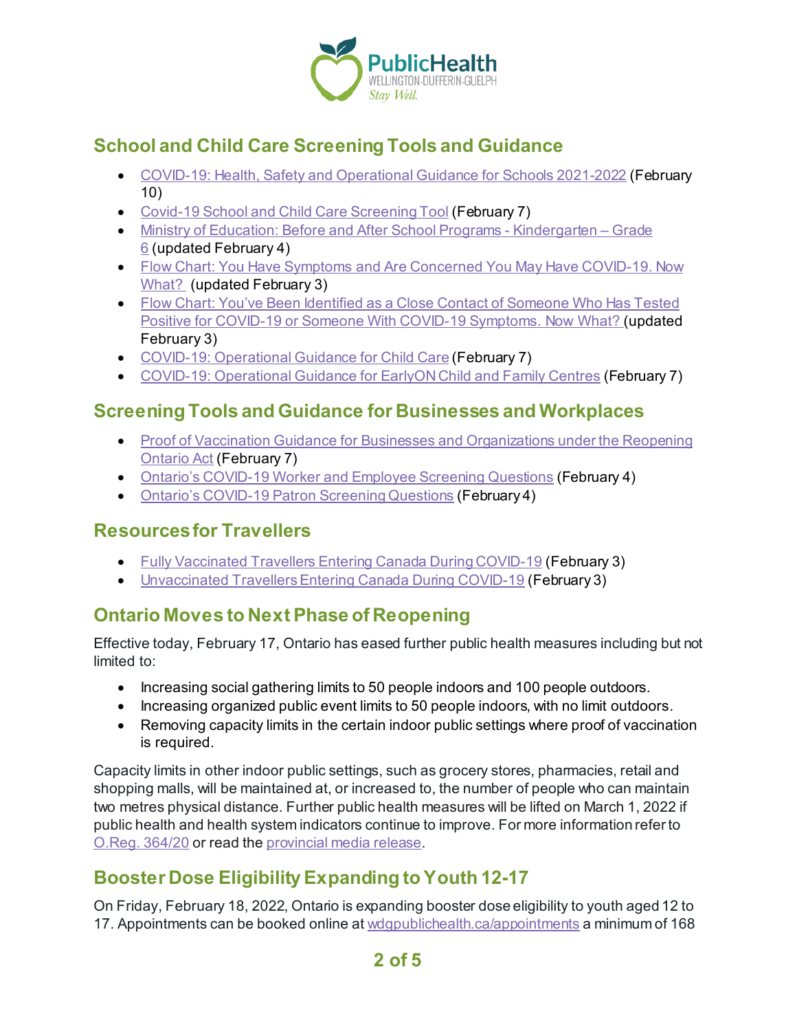## School and Child Care Screening Tools and Guidance

- [COVID-19: Health, Safety and Operational Guidance for Schools 2021-2022](#) (February 10)
- [Covid-19 School and Child Care Screening Tool](#) (February 7)
- [Ministry of Education: Before and After School Programs - Kindergarten – Grade 6](#) (updated February 4)
- [Flow Chart: You Have Symptoms and Are Concerned You May Have COVID-19. Now What?](#) (updated February 3)
- [Flow Chart: You've Been Identified as a Close Contact of Someone Who Has Tested Positive for COVID-19 or Someone With COVID-19 Symptoms. Now What?](#) (updated February 3)
- [COVID-19: Operational Guidance for Child Care](#) (February 7)
- [COVID-19: Operational Guidance for EarlyON Child and Family Centres](#) (February 7)

## Screening Tools and Guidance for Businesses and Workplaces

- [Proof of Vaccination Guidance for Businesses and Organizations under the Reopening Ontario Act](#) (February 7)
- [Ontario's COVID-19 Worker and Employee Screening Questions](#) (February 4)
- [Ontario's COVID-19 Patron Screening Questions](#) (February 4)

## Resources for Travellers

- [Fully Vaccinated Travellers Entering Canada During COVID-19](#) (February 3)
- [Unvaccinated Travellers Entering Canada During COVID-19](#) (February 3)

## Ontario Moves to Next Phase of Reopening

Effective today, February 17, Ontario has eased further public health measures including but not limited to:

- Increasing social gathering limits to 50 people indoors and 100 people outdoors.
- Increasing organized public event limits to 50 people indoors, with no limit outdoors.
- Removing capacity limits in the certain indoor public settings where proof of vaccination is required.

Capacity limits in other indoor public settings, such as grocery stores, pharmacies, retail and shopping malls, will be maintained at, or increased to, the number of people who can maintain two metres physical distance. Further public health measures will be lifted on March 1, 2022 if public health and health system indicators continue to improve. For more information refer to [O.Reg. 364/20](#) or read the [provincial media release](#).

## Booster Dose Eligibility Expanding to Youth 12-17

On Friday, February 18, 2022, Ontario is expanding booster dose eligibility to youth aged 12 to 17. Appointments can be booked online at [wdgpublichealth.ca/appointments](#) a minimum of 168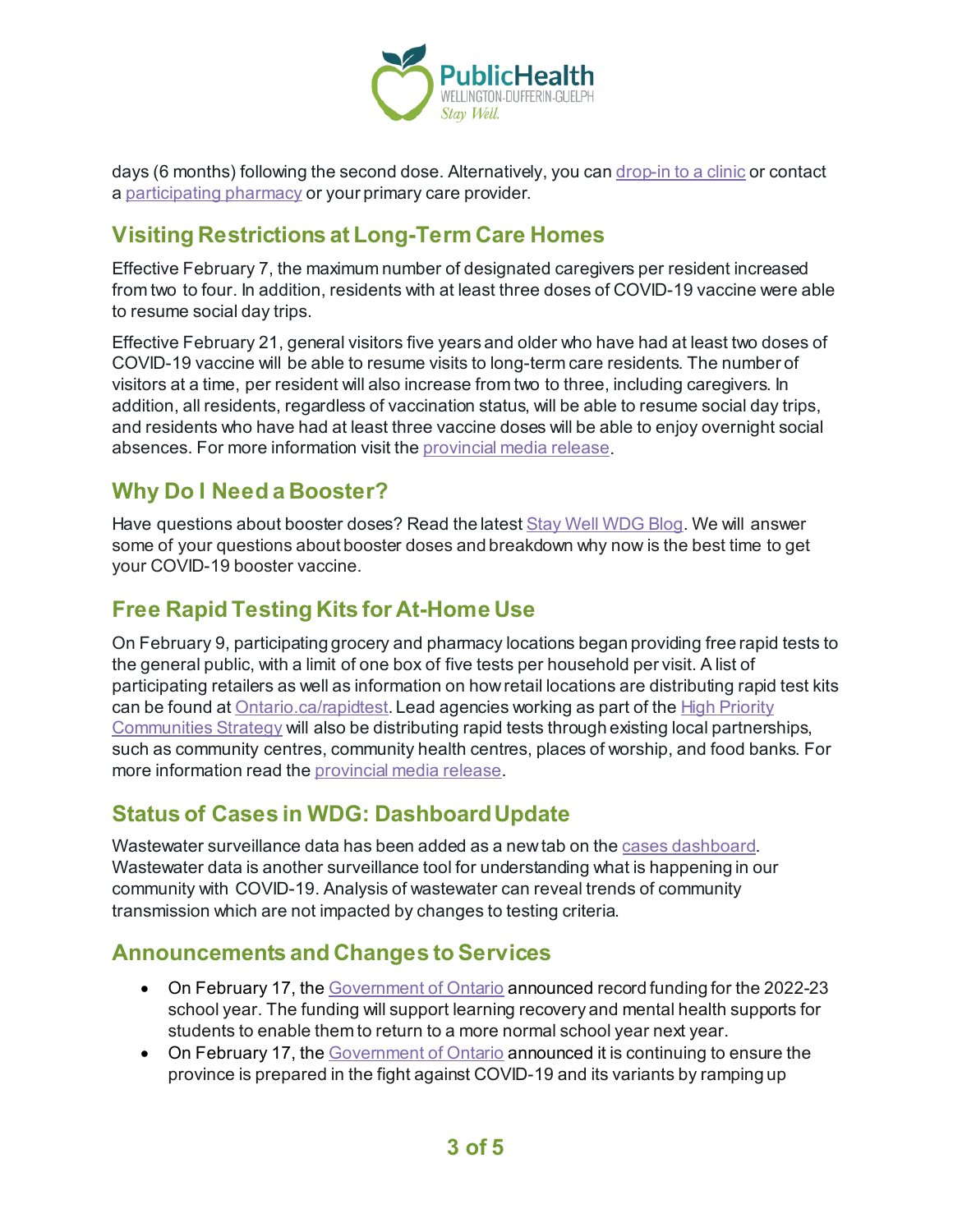days (6 months) following the second dose. Alternatively, you can drop-in to a clinic or contact a participating pharmacy or your primary care provider.

## Visiting Restrictions at Long-Term Care Homes

Effective February 7, the maximum number of designated caregivers per resident increased from two to four. In addition, residents with at least three doses of COVID-19 vaccine were able to resume social day trips.

Effective February 21, general visitors five years and older who have had at least two doses of COVID-19 vaccine will be able to resume visits to long-term care residents. The number of visitors at a time, per resident will also increase from two to three, including caregivers. In addition, all residents, regardless of vaccination status, will be able to resume social day trips, and residents who have had at least three vaccine doses will be able to enjoy overnight social absences. For more information visit the provincial media release.

## Why Do I Need a Booster?

Have questions about booster doses? Read the latest Stay Well WDG Blog. We will answer some of your questions about booster doses and breakdown why now is the best time to get your COVID-19 booster vaccine.

## Free Rapid Testing Kits for At-Home Use

On February 9, participating grocery and pharmacy locations began providing free rapid tests to the general public, with a limit of one box of five tests per household per visit. A list of participating retailers as well as information on how retail locations are distributing rapid test kits can be found at Ontario.ca/rapidtest. Lead agencies working as part of the High Priority Communities Strategy will also be distributing rapid tests through existing local partnerships, such as community centres, community health centres, places of worship, and food banks. For more information read the provincial media release.

## Status of Cases in WDG: Dashboard Update

Wastewater surveillance data has been added as a new tab on the cases dashboard. Wastewater data is another surveillance tool for understanding what is happening in our community with COVID-19. Analysis of wastewater can reveal trends of community transmission which are not impacted by changes to testing criteria.

## Announcements and Changes to Services

- On February 17, the Government of Ontario announced record funding for the 2022-23 school year. The funding will support learning recovery and mental health supports for students to enable them to return to a more normal school year next year.
- On February 17, the Government of Ontario announced it is continuing to ensure the province is prepared in the fight against COVID-19 and its variants by ramping up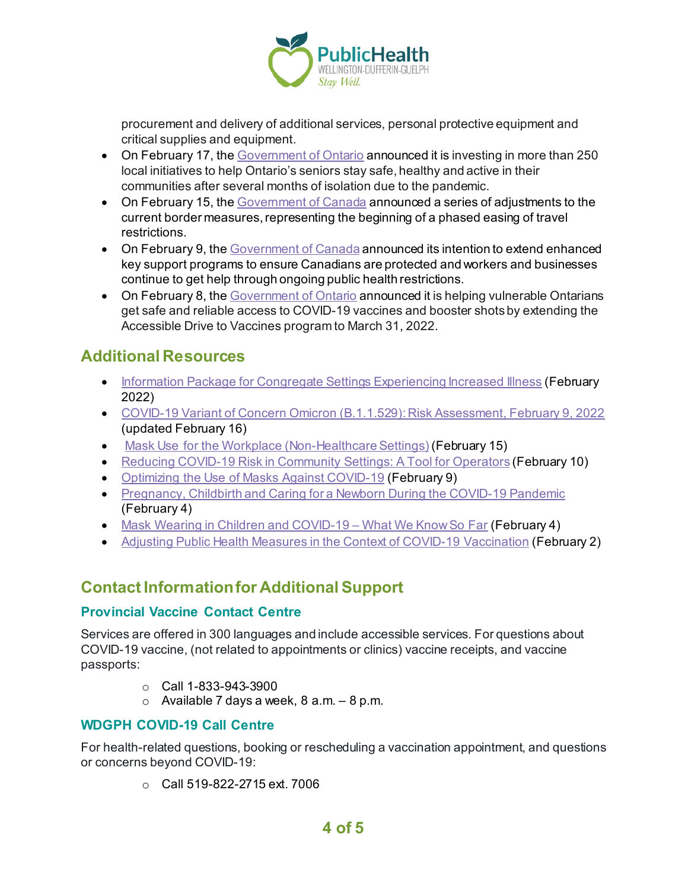procurement and delivery of additional services, personal protective equipment and critical supplies and equipment.

- On February 17, the Government of Ontario announced it is investing in more than 250 local initiatives to help Ontario's seniors stay safe, healthy and active in their communities after several months of isolation due to the pandemic.
- On February 15, the Government of Canada announced a series of adjustments to the current border measures, representing the beginning of a phased easing of travel restrictions.
- On February 9, the Government of Canada announced its intention to extend enhanced key support programs to ensure Canadians are protected and workers and businesses continue to get help through ongoing public health restrictions.
- On February 8, the Government of Ontario announced it is helping vulnerable Ontarians get safe and reliable access to COVID-19 vaccines and booster shots by extending the Accessible Drive to Vaccines program to March 31, 2022.

## Additional Resources

- Information Package for Congregate Settings Experiencing Increased Illness (February 2022)
- COVID-19 Variant of Concern Omicron (B.1.1.529): Risk Assessment, February 9, 2022 (updated February 16)
- Mask Use for the Workplace (Non-Healthcare Settings) (February 15)
- Reducing COVID-19 Risk in Community Settings: A Tool for Operators (February 10)
- Optimizing the Use of Masks Against COVID-19 (February 9)
- Pregnancy, Childbirth and Caring for a Newborn During the COVID-19 Pandemic (February 4)
- Mask Wearing in Children and COVID-19 – What We Know So Far (February 4)
- Adjusting Public Health Measures in the Context of COVID-19 Vaccination (February 2)

## Contact Information for Additional Support

### Provincial Vaccine Contact Centre

Services are offered in 300 languages and include accessible services. For questions about COVID-19 vaccine, (not related to appointments or clinics) vaccine receipts, and vaccine passports:

- Call 1-833-943-3900
- Available 7 days a week, 8 a.m. – 8 p.m.

### WDGPH COVID-19 Call Centre

For health-related questions, booking or rescheduling a vaccination appointment, and questions or concerns beyond COVID-19:

- Call 519-822-2715 ext. 7006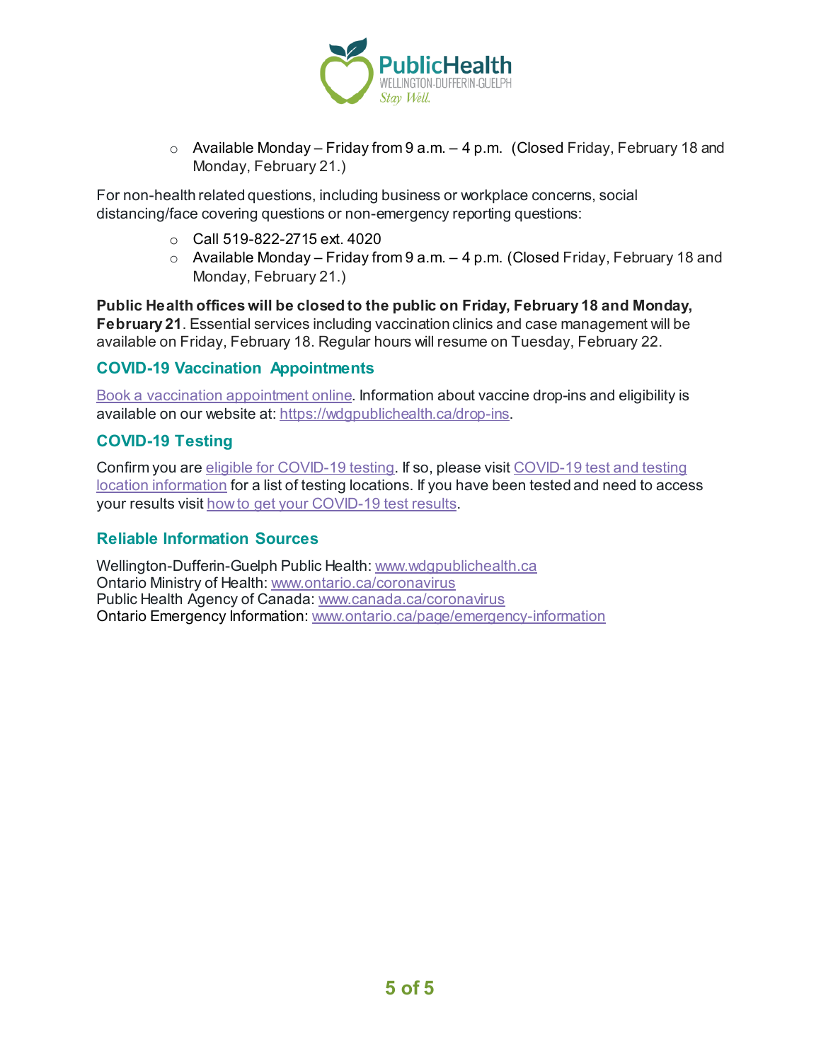- Available Monday – Friday from 9 a.m. – 4 p.m. (Closed Friday, February 18 and Monday, February 21.)

For non-health related questions, including business or workplace concerns, social distancing/face covering questions or non-emergency reporting questions:

- Call 519-822-2715 ext. 4020
- Available Monday – Friday from 9 a.m. – 4 p.m. (Closed Friday, February 18 and Monday, February 21.)

**Public Health offices will be closed to the public on Friday, February 18 and Monday, February 21**. Essential services including vaccination clinics and case management will be available on Friday, February 18. Regular hours will resume on Tuesday, February 22.

### COVID-19 Vaccination Appointments

Book a vaccination appointment online. Information about vaccine drop-ins and eligibility is available on our website at: https://wdgpublichealth.ca/drop-ins.

### COVID-19 Testing

Confirm you are eligible for COVID-19 testing. If so, please visit COVID-19 test and testing location information for a list of testing locations. If you have been tested and need to access your results visit how to get your COVID-19 test results.

### Reliable Information Sources

Wellington-Dufferin-Guelph Public Health: www.wdgpublichealth.ca
Ontario Ministry of Health: www.ontario.ca/coronavirus
Public Health Agency of Canada: www.canada.ca/coronavirus
Ontario Emergency Information: www.ontario.ca/page/emergency-information